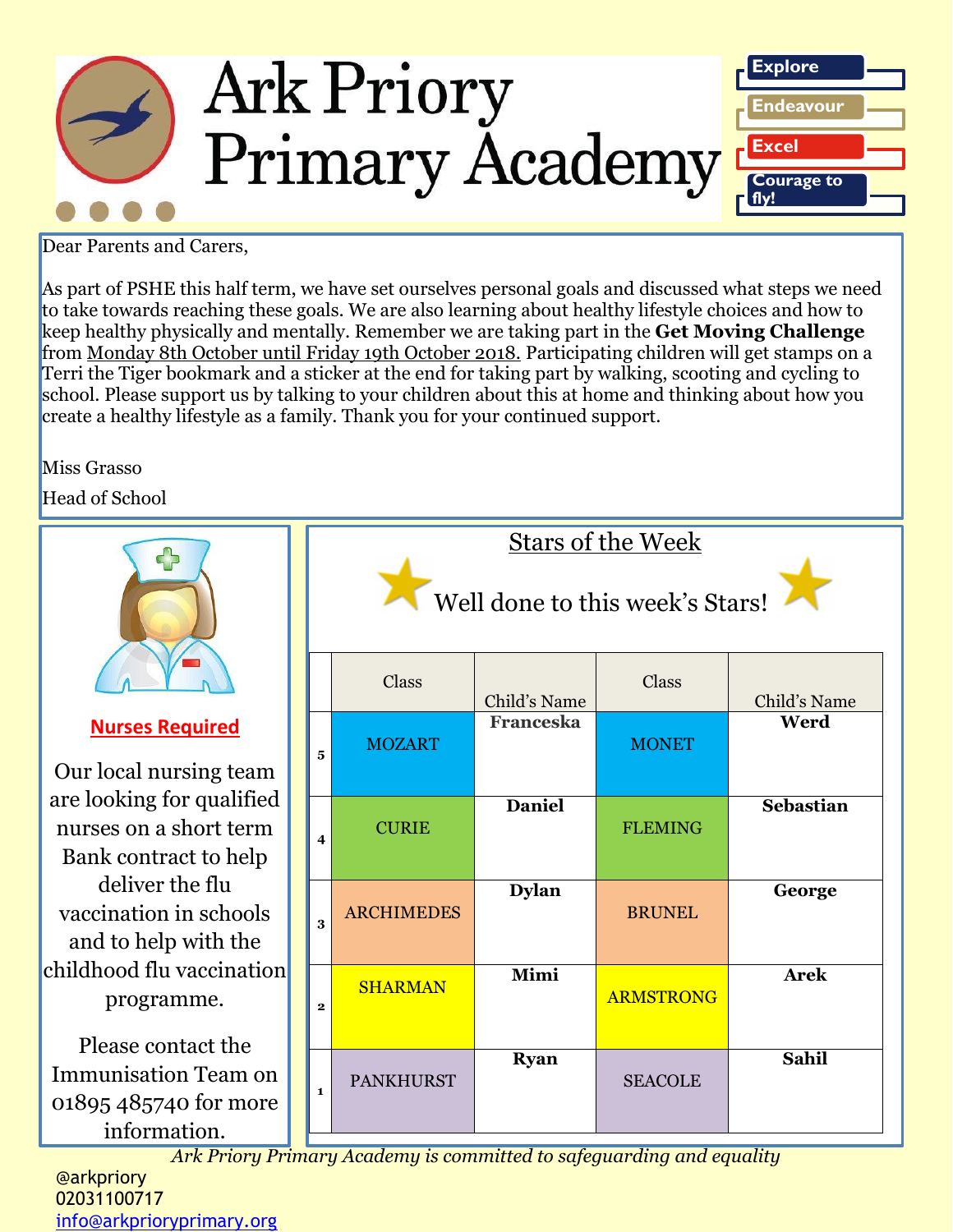# Ark Priory Primary Academy

Explore

Endeavour

Excel

Courage to fly!

Dear Parents and Carers,

As part of PSHE this half term, we have set ourselves personal goals and discussed what steps we need to take towards reaching these goals. We are also learning about healthy lifestyle choices and how to keep healthy physically and mentally. Remember we are taking part in the **Get Moving Challenge** from Monday 8th October until Friday 19th October 2018. Participating children will get stamps on a Terri the Tiger bookmark and a sticker at the end for taking part by walking, scooting and cycling to school. Please support us by talking to your children about this at home and thinking about how you create a healthy lifestyle as a family. Thank you for your continued support.

Miss Grasso

Head of School

## Nurses Required

Our local nursing team are looking for qualified nurses on a short term Bank contract to help deliver the flu vaccination in schools and to help with the childhood flu vaccination programme.

Please contact the Immunisation Team on 01895 485740 for more information.

## Stars of the Week

Well done to this week's Stars!

| | Class | Child's Name | Class | Child's Name |
|---|---|---|---|---|
| 5 | MOZART | **Franceska** | MONET | **Werd** |
| 4 | CURIE | **Daniel** | FLEMING | **Sebastian** |
| 3 | ARCHIMEDES | **Dylan** | BRUNEL | **George** |
| 2 | SHARMAN | **Mimi** | ARMSTRONG | **Arek** |
| 1 | PANKHURST | **Ryan** | SEACOLE | **Sahil** |

*Ark Priory Primary Academy is committed to safeguarding and equality*

@arkpriory
02031100717
info@arkprioryprimary.org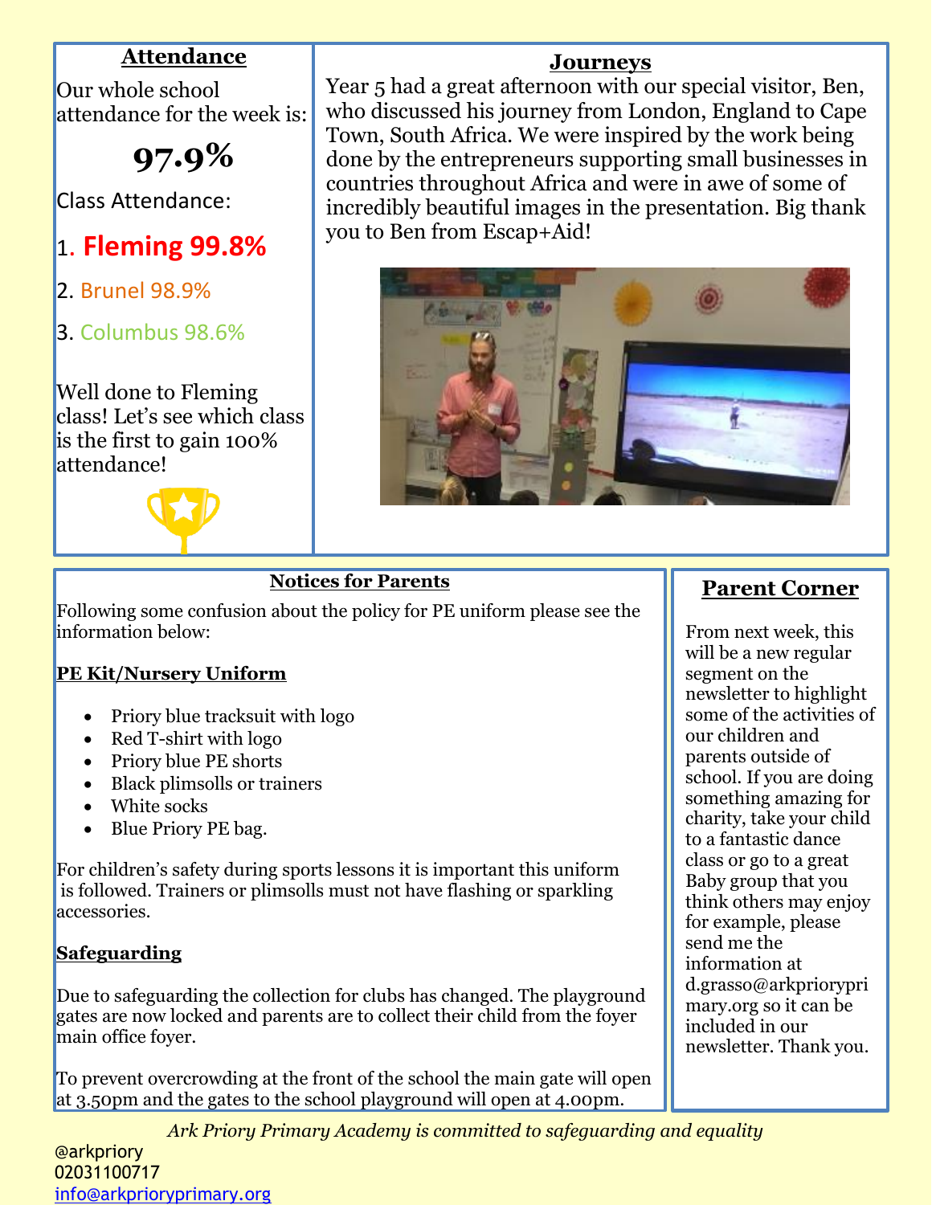## Attendance

Our whole school attendance for the week is:

**97.9%**

Class Attendance:

1. **Fleming 99.8%**
2. Brunel 98.9%
3. Columbus 98.6%

Well done to Fleming class! Let's see which class is the first to gain 100% attendance!

## Journeys

Year 5 had a great afternoon with our special visitor, Ben, who discussed his journey from London, England to Cape Town, South Africa. We were inspired by the work being done by the entrepreneurs supporting small businesses in countries throughout Africa and were in awe of some of incredibly beautiful images in the presentation. Big thank you to Ben from Escap+Aid!

## Notices for Parents

Following some confusion about the policy for PE uniform please see the information below:

**PE Kit/Nursery Uniform**

- Priory blue tracksuit with logo
- Red T-shirt with logo
- Priory blue PE shorts
- Black plimsolls or trainers
- White socks
- Blue Priory PE bag.

For children's safety during sports lessons it is important this uniform is followed. Trainers or plimsolls must not have flashing or sparkling accessories.

**Safeguarding**

Due to safeguarding the collection for clubs has changed. The playground gates are now locked and parents are to collect their child from the foyer main office foyer.

To prevent overcrowding at the front of the school the main gate will open at 3.50pm and the gates to the school playground will open at 4.00pm.

## Parent Corner

From next week, this will be a new regular segment on the newsletter to highlight some of the activities of our children and parents outside of school. If you are doing something amazing for charity, take your child to a fantastic dance class or go to a great Baby group that you think others may enjoy for example, please send me the information at d.grasso@arkprioryprimary.org so it can be included in our newsletter. Thank you.

*Ark Priory Primary Academy is committed to safeguarding and equality*

@arkpriory
02031100717
info@arkprioryprimary.org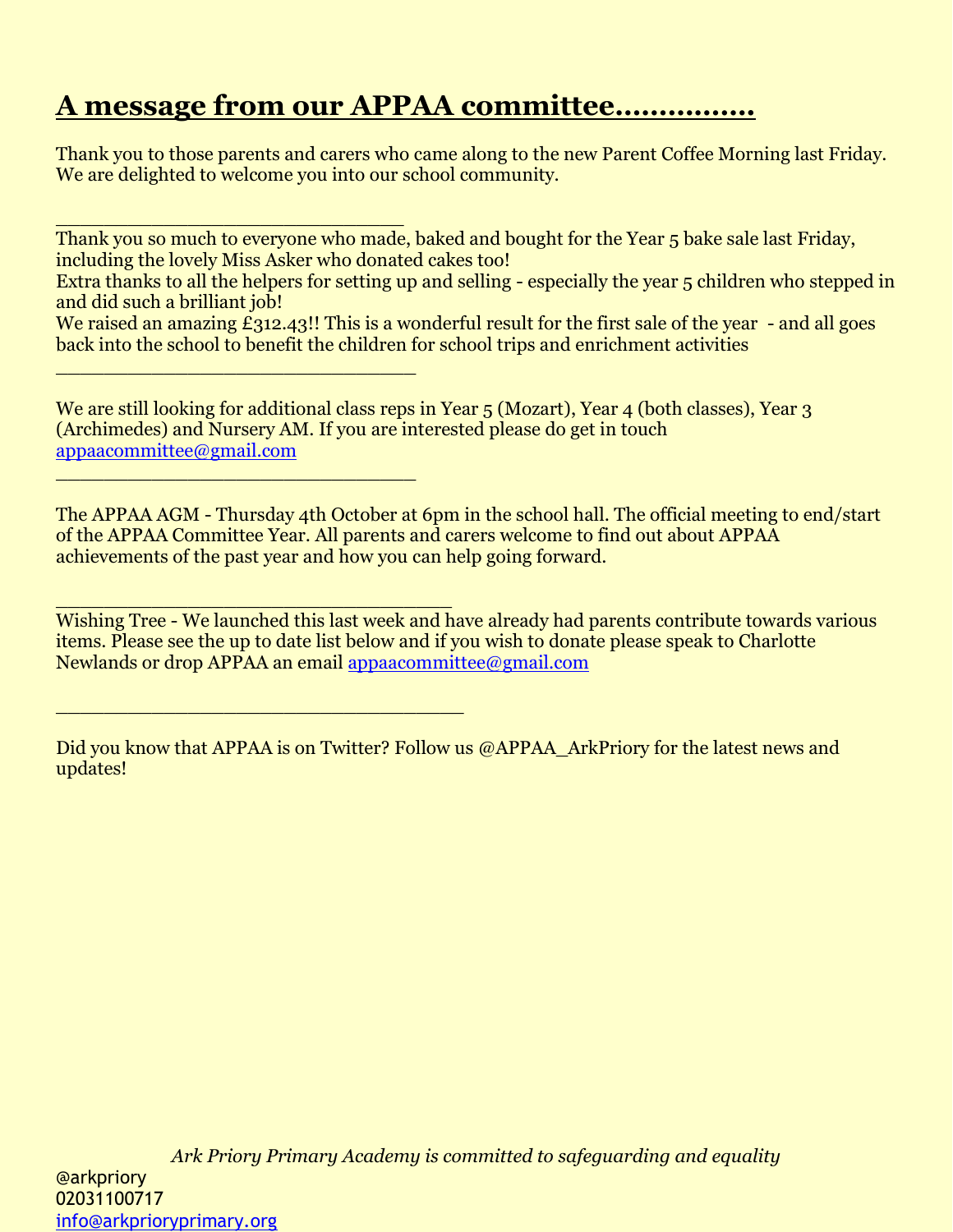# **A message from our APPAA committee...............**

Thank you to those parents and carers who came along to the new Parent Coffee Morning last Friday. We are delighted to welcome you into our school community.

---

Thank you so much to everyone who made, baked and bought for the Year 5 bake sale last Friday, including the lovely Miss Asker who donated cakes too!
Extra thanks to all the helpers for setting up and selling - especially the year 5 children who stepped in and did such a brilliant job!
We raised an amazing £312.43!! This is a wonderful result for the first sale of the year - and all goes back into the school to benefit the children for school trips and enrichment activities

---

We are still looking for additional class reps in Year 5 (Mozart), Year 4 (both classes), Year 3 (Archimedes) and Nursery AM. If you are interested please do get in touch appaacommittee@gmail.com

---

The APPAA AGM - Thursday 4th October at 6pm in the school hall. The official meeting to end/start of the APPAA Committee Year. All parents and carers welcome to find out about APPAA achievements of the past year and how you can help going forward.

---

Wishing Tree - We launched this last week and have already had parents contribute towards various items. Please see the up to date list below and if you wish to donate please speak to Charlotte Newlands or drop APPAA an email appaacommittee@gmail.com

---

Did you know that APPAA is on Twitter? Follow us @APPAA_ArkPriory for the latest news and updates!

*Ark Priory Primary Academy is committed to safeguarding and equality*

@arkpriory
02031100717
info@arkprioryprimary.org